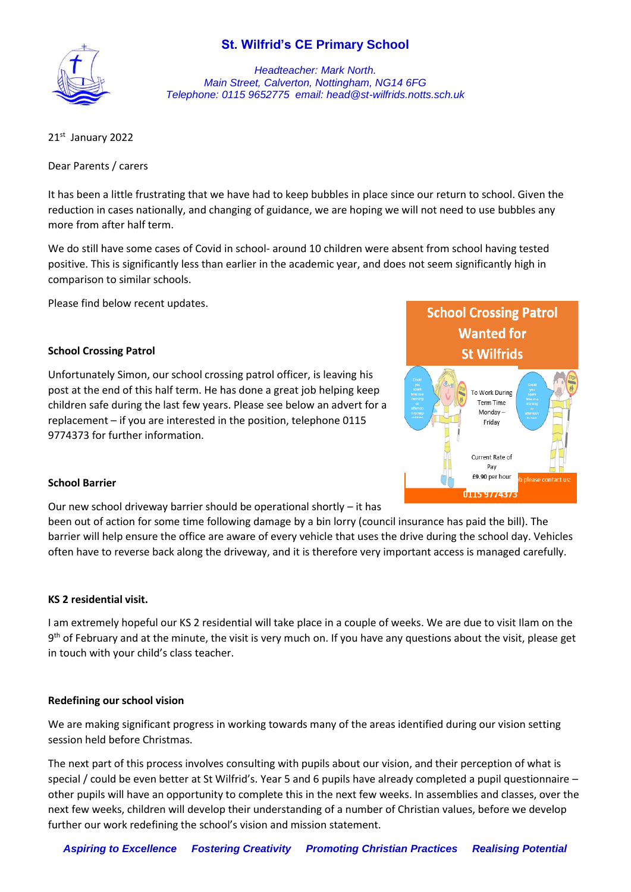# St. Wilfrid's CE Primary School

*Headteacher: Mark North.*
*Main Street, Calverton, Nottingham, NG14 6FG*
*Telephone: 0115 9652775 email: head@st-wilfrids.notts.sch.uk*

21st January 2022

Dear Parents / carers

It has been a little frustrating that we have had to keep bubbles in place since our return to school. Given the reduction in cases nationally, and changing of guidance, we are hoping we will not need to use bubbles any more from after half term.

We do still have some cases of Covid in school- around 10 children were absent from school having tested positive. This is significantly less than earlier in the academic year, and does not seem significantly high in comparison to similar schools.

Please find below recent updates.

**School Crossing Patrol**

Unfortunately Simon, our school crossing patrol officer, is leaving his post at the end of this half term. He has done a great job helping keep children safe during the last few years. Please see below an advert for a replacement – if you are interested in the position, telephone 0115 9774373 for further information.

School Crossing Patrol Wanted for St Wilfrids

To Work During Term Time Monday – Friday

Current Rate of Pay £9.90 per hour

...b please contact us: 0115 9774373

**School Barrier**

Our new school driveway barrier should be operational shortly – it has been out of action for some time following damage by a bin lorry (council insurance has paid the bill). The barrier will help ensure the office are aware of every vehicle that uses the drive during the school day. Vehicles often have to reverse back along the driveway, and it is therefore very important access is managed carefully.

**KS 2 residential visit.**

I am extremely hopeful our KS 2 residential will take place in a couple of weeks. We are due to visit Ilam on the 9th of February and at the minute, the visit is very much on. If you have any questions about the visit, please get in touch with your child's class teacher.

**Redefining our school vision**

We are making significant progress in working towards many of the areas identified during our vision setting session held before Christmas.

The next part of this process involves consulting with pupils about our vision, and their perception of what is special / could be even better at St Wilfrid's. Year 5 and 6 pupils have already completed a pupil questionnaire – other pupils will have an opportunity to complete this in the next few weeks. In assemblies and classes, over the next few weeks, children will develop their understanding of a number of Christian values, before we develop further our work redefining the school's vision and mission statement.

***Aspiring to Excellence Fostering Creativity Promoting Christian Practices Realising Potential***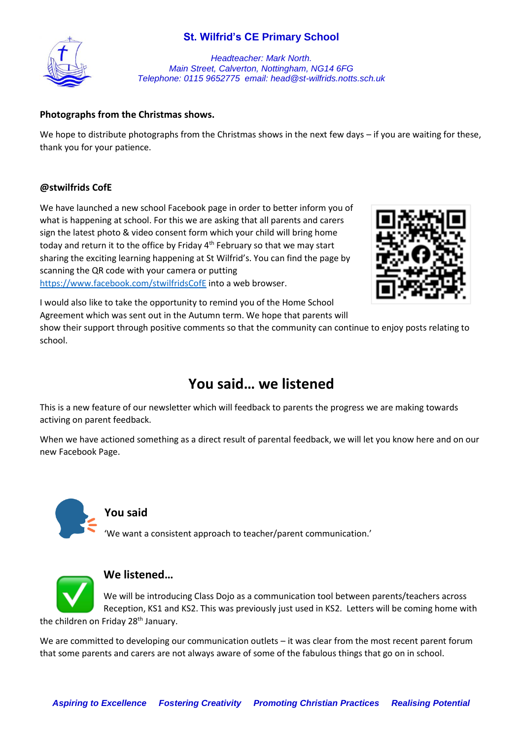**St. Wilfrid's CE Primary School**

*Headteacher: Mark North.*
*Main Street, Calverton, Nottingham, NG14 6FG*
*Telephone: 0115 9652775 email: head@st-wilfrids.notts.sch.uk*

**Photographs from the Christmas shows.**

We hope to distribute photographs from the Christmas shows in the next few days – if you are waiting for these, thank you for your patience.

**@stwilfrids CofE**

We have launched a new school Facebook page in order to better inform you of what is happening at school. For this we are asking that all parents and carers sign the latest photo & video consent form which your child will bring home today and return it to the office by Friday 4th February so that we may start sharing the exciting learning happening at St Wilfrid's. You can find the page by scanning the QR code with your camera or putting https://www.facebook.com/stwilfridsCofE into a web browser.

I would also like to take the opportunity to remind you of the Home School Agreement which was sent out in the Autumn term. We hope that parents will show their support through positive comments so that the community can continue to enjoy posts relating to school.

## You said… we listened

This is a new feature of our newsletter which will feedback to parents the progress we are making towards activing on parent feedback.

When we have actioned something as a direct result of parental feedback, we will let you know here and on our new Facebook Page.

### You said

'We want a consistent approach to teacher/parent communication.'

### We listened…

We will be introducing Class Dojo as a communication tool between parents/teachers across Reception, KS1 and KS2. This was previously just used in KS2. Letters will be coming home with the children on Friday 28th January.

We are committed to developing our communication outlets – it was clear from the most recent parent forum that some parents and carers are not always aware of some of the fabulous things that go on in school.

***Aspiring to Excellence Fostering Creativity Promoting Christian Practices Realising Potential***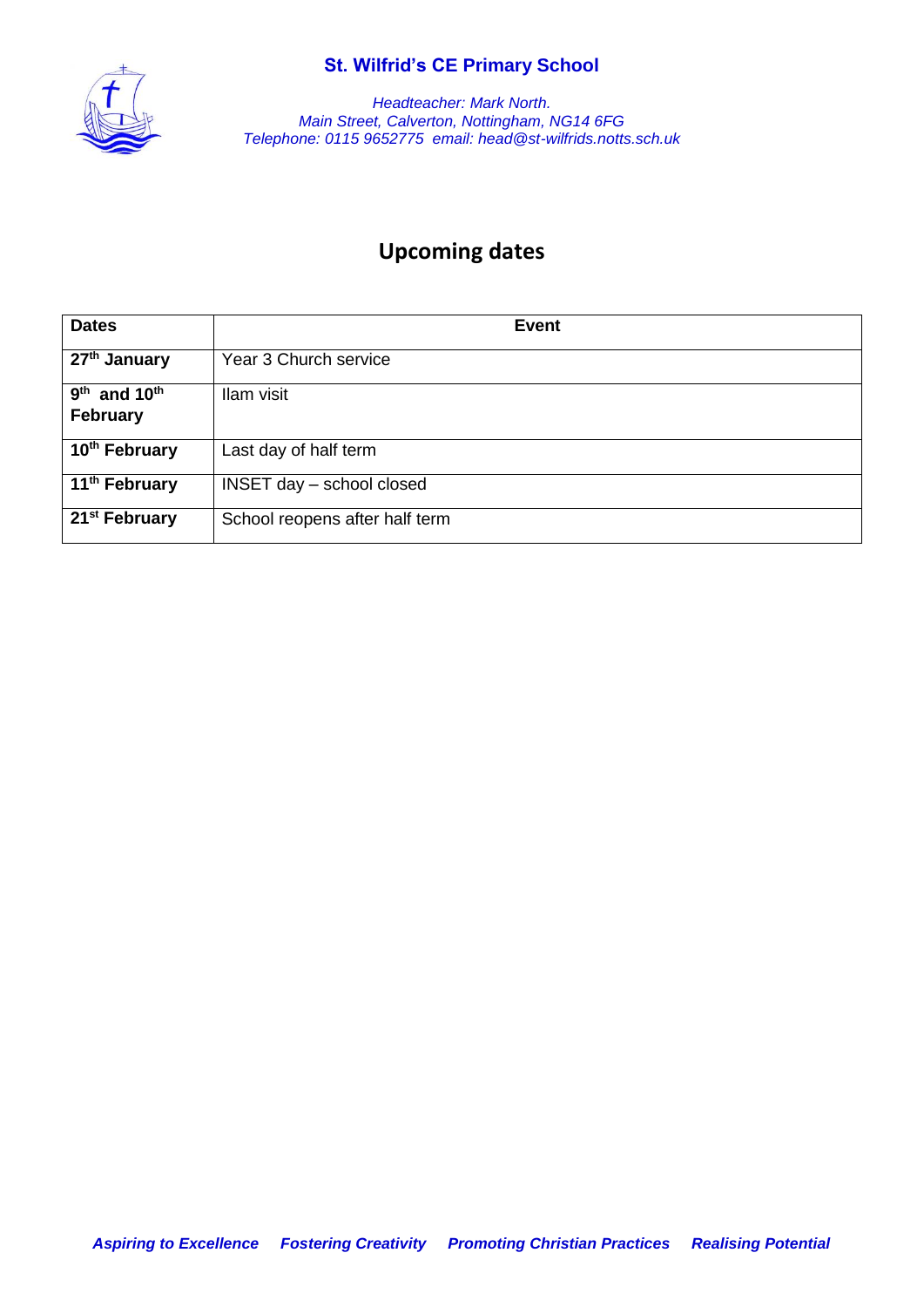**St. Wilfrid's CE Primary School**

*Headteacher: Mark North.*
*Main Street, Calverton, Nottingham, NG14 6FG*
*Telephone: 0115 9652775 email: head@st-wilfrids.notts.sch.uk*

# Upcoming dates

| Dates | Event |
|---|---|
| **27th January** | Year 3 Church service |
| **9th and 10th February** | Ilam visit |
| **10th February** | Last day of half term |
| **11th February** | INSET day – school closed |
| **21st February** | School reopens after half term |

***Aspiring to Excellence    Fostering Creativity    Promoting Christian Practices    Realising Potential***